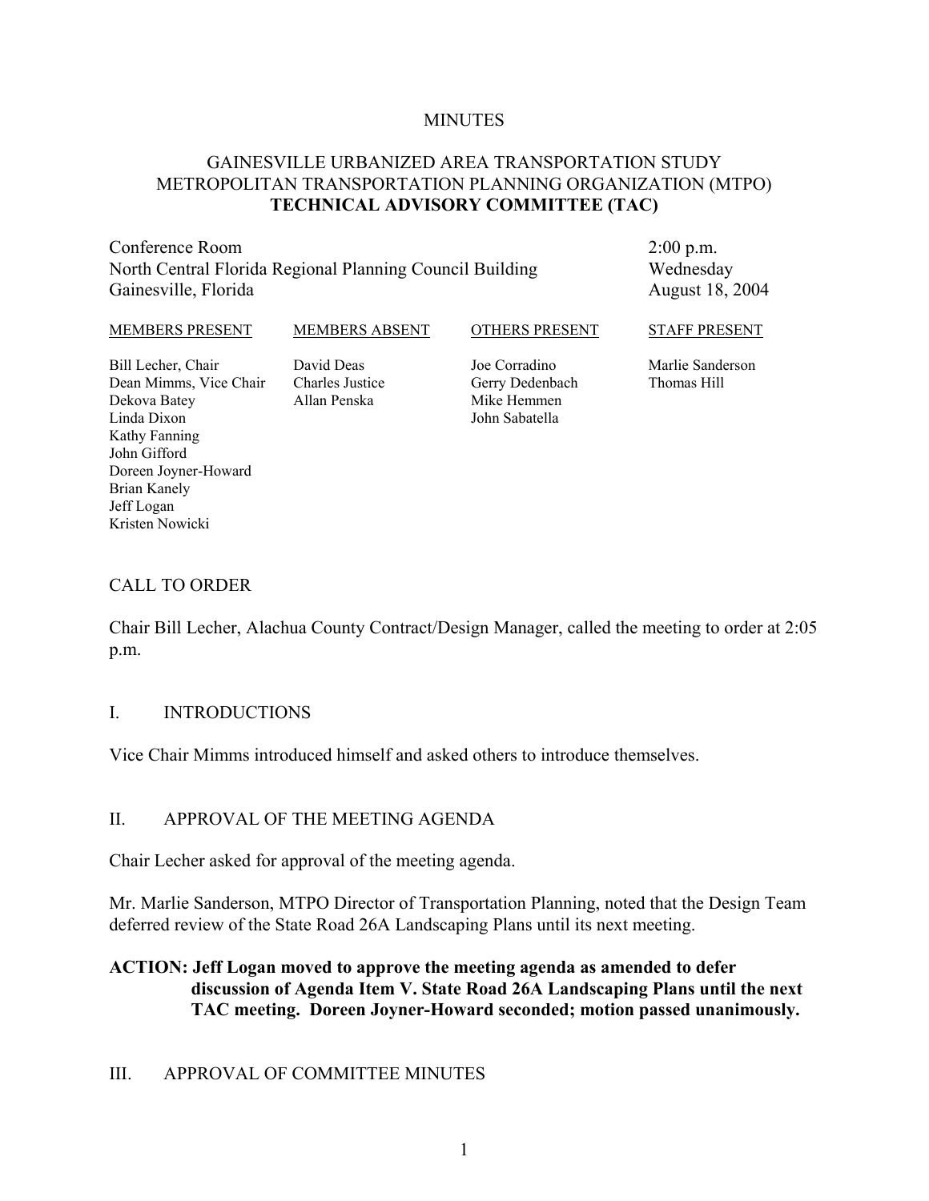MINUTES

# GAINESVILLE URBANIZED AREA TRANSPORTATION STUDY METROPOLITAN TRANSPORTATION PLANNING ORGANIZATION (MTPO) TECHNICAL ADVISORY COMMITTEE (TAC)

Conference Room
North Central Florida Regional Planning Council Building
Gainesville, Florida

2:00 p.m.
Wednesday
August 18, 2004

| MEMBERS PRESENT | MEMBERS ABSENT | OTHERS PRESENT | STAFF PRESENT |
|---|---|---|---|
| Bill Lecher, Chair | David Deas | Joe Corradino | Marlie Sanderson |
| Dean Mimms, Vice Chair | Charles Justice | Gerry Dedenbach | Thomas Hill |
| Dekova Batey | Allan Penska | Mike Hemmen | |
| Linda Dixon | | John Sabatella | |
| Kathy Fanning | | | |
| John Gifford | | | |
| Doreen Joyner-Howard | | | |
| Brian Kanely | | | |
| Jeff Logan | | | |
| Kristen Nowicki | | | |

## CALL TO ORDER

Chair Bill Lecher, Alachua County Contract/Design Manager, called the meeting to order at 2:05 p.m.

## I. INTRODUCTIONS

Vice Chair Mimms introduced himself and asked others to introduce themselves.

## II. APPROVAL OF THE MEETING AGENDA

Chair Lecher asked for approval of the meeting agenda.

Mr. Marlie Sanderson, MTPO Director of Transportation Planning, noted that the Design Team deferred review of the State Road 26A Landscaping Plans until its next meeting.

**ACTION: Jeff Logan moved to approve the meeting agenda as amended to defer discussion of Agenda Item V. State Road 26A Landscaping Plans until the next TAC meeting. Doreen Joyner-Howard seconded; motion passed unanimously.**

## III. APPROVAL OF COMMITTEE MINUTES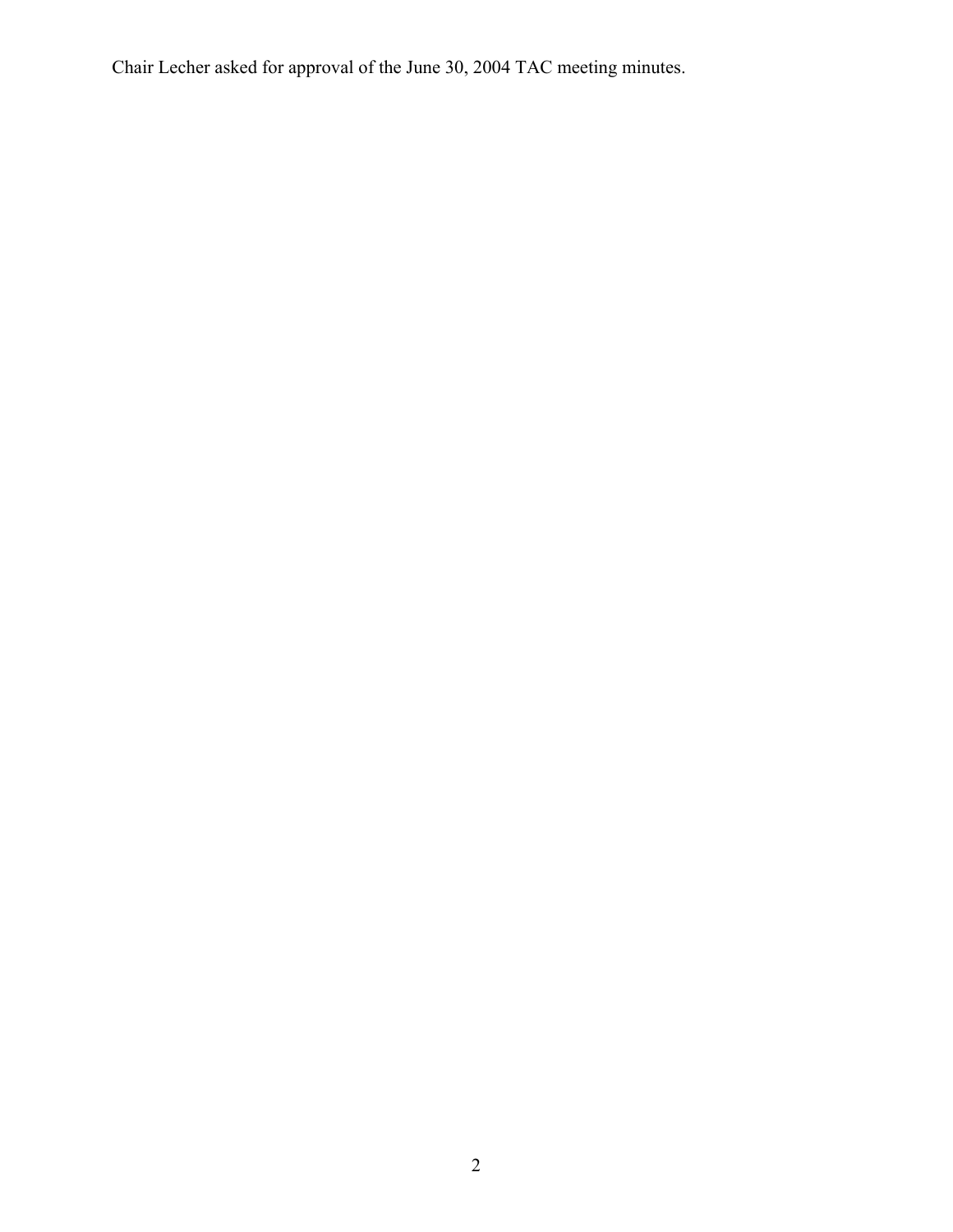Chair Lecher asked for approval of the June 30, 2004 TAC meeting minutes.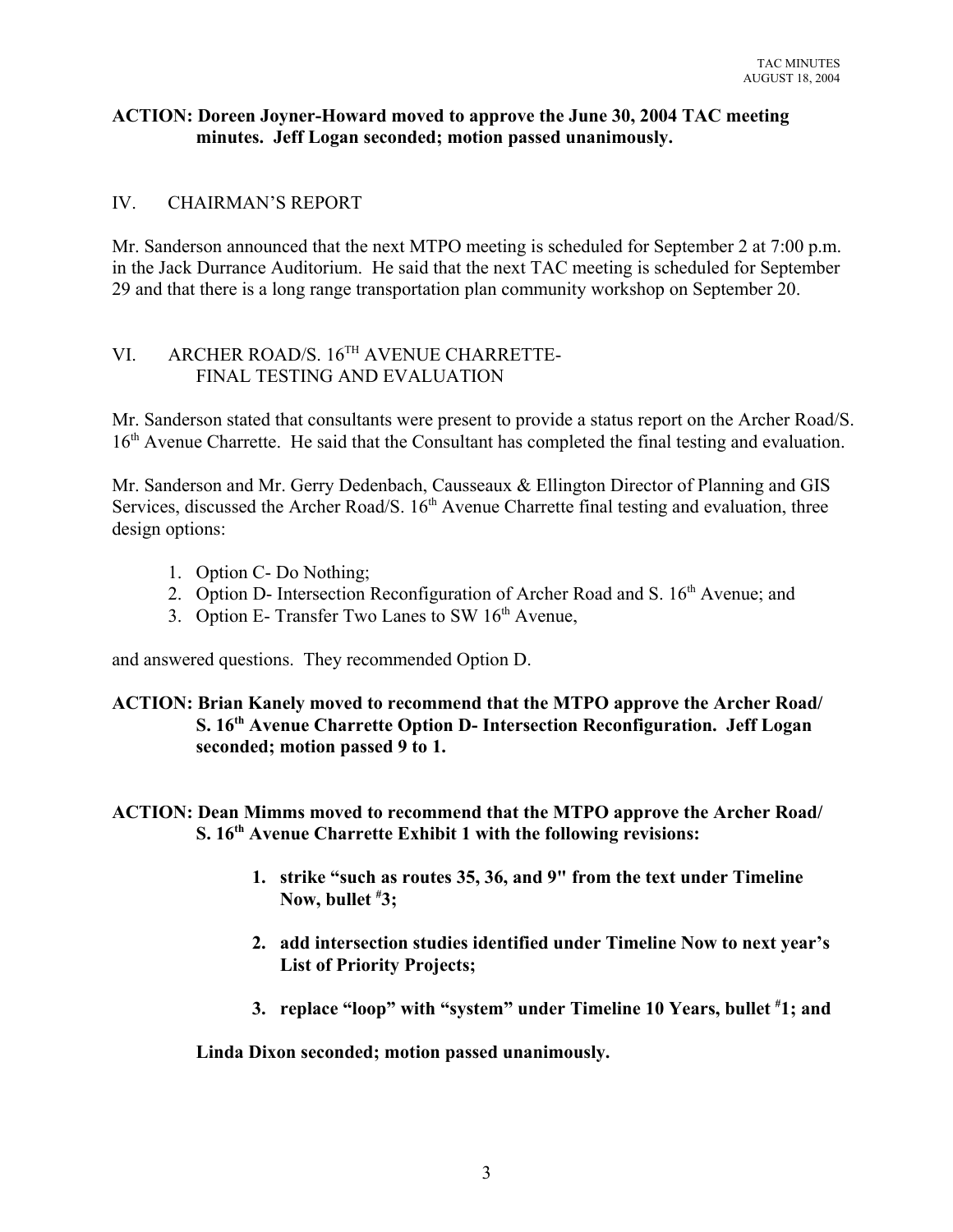**ACTION: Doreen Joyner-Howard moved to approve the June 30, 2004 TAC meeting minutes. Jeff Logan seconded; motion passed unanimously.**

## IV. CHAIRMAN'S REPORT

Mr. Sanderson announced that the next MTPO meeting is scheduled for September 2 at 7:00 p.m. in the Jack Durrance Auditorium. He said that the next TAC meeting is scheduled for September 29 and that there is a long range transportation plan community workshop on September 20.

## VI. ARCHER ROAD/S. 16TH AVENUE CHARRETTE- FINAL TESTING AND EVALUATION

Mr. Sanderson stated that consultants were present to provide a status report on the Archer Road/S. 16th Avenue Charrette. He said that the Consultant has completed the final testing and evaluation.

Mr. Sanderson and Mr. Gerry Dedenbach, Causseaux & Ellington Director of Planning and GIS Services, discussed the Archer Road/S. 16th Avenue Charrette final testing and evaluation, three design options:

1. Option C- Do Nothing;
2. Option D- Intersection Reconfiguration of Archer Road and S. 16th Avenue; and
3. Option E- Transfer Two Lanes to SW 16th Avenue,

and answered questions. They recommended Option D.

**ACTION: Brian Kanely moved to recommend that the MTPO approve the Archer Road/ S. 16th Avenue Charrette Option D- Intersection Reconfiguration. Jeff Logan seconded; motion passed 9 to 1.**

**ACTION: Dean Mimms moved to recommend that the MTPO approve the Archer Road/ S. 16th Avenue Charrette Exhibit 1 with the following revisions:**

1. **strike "such as routes 35, 36, and 9" from the text under Timeline Now, bullet #3;**

2. **add intersection studies identified under Timeline Now to next year's List of Priority Projects;**

3. **replace "loop" with "system" under Timeline 10 Years, bullet #1; and**

**Linda Dixon seconded; motion passed unanimously.**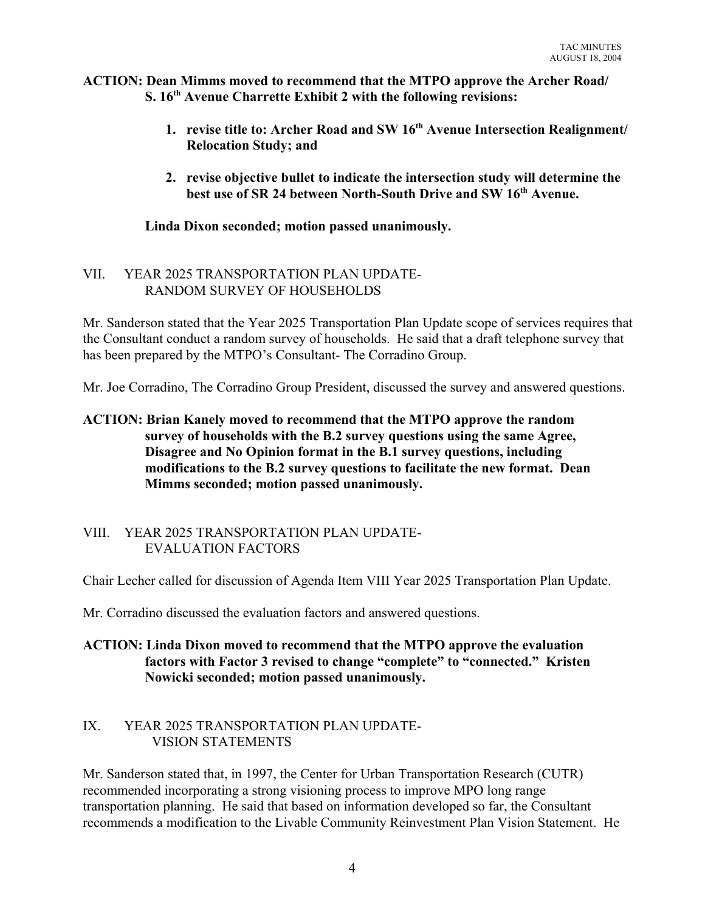**ACTION: Dean Mimms moved to recommend that the MTPO approve the Archer Road/ S. 16th Avenue Charrette Exhibit 2 with the following revisions:**

1. **revise title to: Archer Road and SW 16th Avenue Intersection Realignment/ Relocation Study; and**
2. **revise objective bullet to indicate the intersection study will determine the best use of SR 24 between North-South Drive and SW 16th Avenue.**

**Linda Dixon seconded; motion passed unanimously.**

## VII. YEAR 2025 TRANSPORTATION PLAN UPDATE- RANDOM SURVEY OF HOUSEHOLDS

Mr. Sanderson stated that the Year 2025 Transportation Plan Update scope of services requires that the Consultant conduct a random survey of households. He said that a draft telephone survey that has been prepared by the MTPO's Consultant- The Corradino Group.

Mr. Joe Corradino, The Corradino Group President, discussed the survey and answered questions.

**ACTION: Brian Kanely moved to recommend that the MTPO approve the random survey of households with the B.2 survey questions using the same Agree, Disagree and No Opinion format in the B.1 survey questions, including modifications to the B.2 survey questions to facilitate the new format. Dean Mimms seconded; motion passed unanimously.**

## VIII. YEAR 2025 TRANSPORTATION PLAN UPDATE- EVALUATION FACTORS

Chair Lecher called for discussion of Agenda Item VIII Year 2025 Transportation Plan Update.

Mr. Corradino discussed the evaluation factors and answered questions.

**ACTION: Linda Dixon moved to recommend that the MTPO approve the evaluation factors with Factor 3 revised to change "complete" to "connected." Kristen Nowicki seconded; motion passed unanimously.**

## IX. YEAR 2025 TRANSPORTATION PLAN UPDATE- VISION STATEMENTS

Mr. Sanderson stated that, in 1997, the Center for Urban Transportation Research (CUTR) recommended incorporating a strong visioning process to improve MPO long range transportation planning. He said that based on information developed so far, the Consultant recommends a modification to the Livable Community Reinvestment Plan Vision Statement. He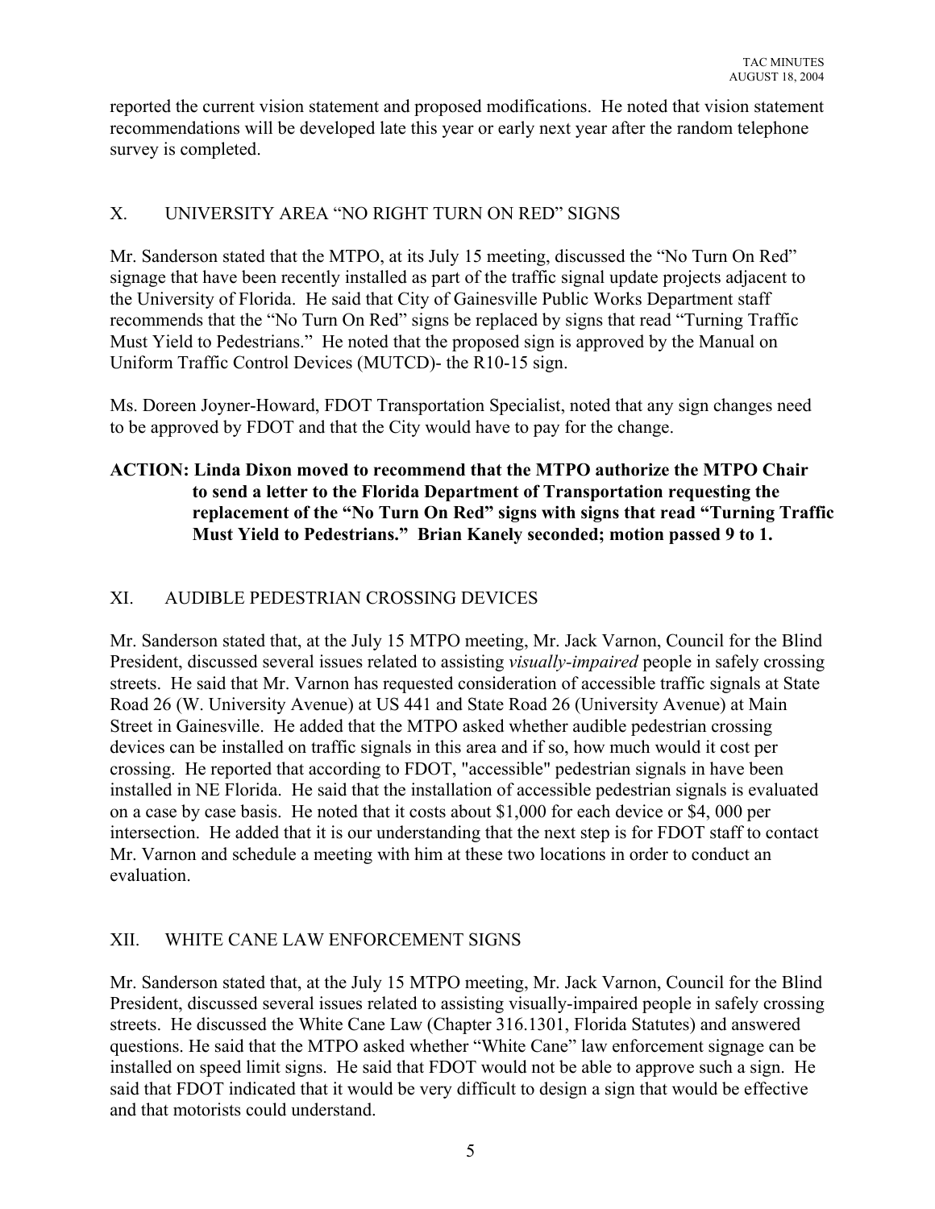reported the current vision statement and proposed modifications. He noted that vision statement recommendations will be developed late this year or early next year after the random telephone survey is completed.

## X. UNIVERSITY AREA "NO RIGHT TURN ON RED" SIGNS

Mr. Sanderson stated that the MTPO, at its July 15 meeting, discussed the "No Turn On Red" signage that have been recently installed as part of the traffic signal update projects adjacent to the University of Florida. He said that City of Gainesville Public Works Department staff recommends that the "No Turn On Red" signs be replaced by signs that read "Turning Traffic Must Yield to Pedestrians." He noted that the proposed sign is approved by the Manual on Uniform Traffic Control Devices (MUTCD)- the R10-15 sign.

Ms. Doreen Joyner-Howard, FDOT Transportation Specialist, noted that any sign changes need to be approved by FDOT and that the City would have to pay for the change.

**ACTION: Linda Dixon moved to recommend that the MTPO authorize the MTPO Chair to send a letter to the Florida Department of Transportation requesting the replacement of the "No Turn On Red" signs with signs that read "Turning Traffic Must Yield to Pedestrians." Brian Kanely seconded; motion passed 9 to 1.**

## XI. AUDIBLE PEDESTRIAN CROSSING DEVICES

Mr. Sanderson stated that, at the July 15 MTPO meeting, Mr. Jack Varnon, Council for the Blind President, discussed several issues related to assisting *visually-impaired* people in safely crossing streets. He said that Mr. Varnon has requested consideration of accessible traffic signals at State Road 26 (W. University Avenue) at US 441 and State Road 26 (University Avenue) at Main Street in Gainesville. He added that the MTPO asked whether audible pedestrian crossing devices can be installed on traffic signals in this area and if so, how much would it cost per crossing. He reported that according to FDOT, "accessible" pedestrian signals in have been installed in NE Florida. He said that the installation of accessible pedestrian signals is evaluated on a case by case basis. He noted that it costs about $1,000 for each device or $4, 000 per intersection. He added that it is our understanding that the next step is for FDOT staff to contact Mr. Varnon and schedule a meeting with him at these two locations in order to conduct an evaluation.

## XII. WHITE CANE LAW ENFORCEMENT SIGNS

Mr. Sanderson stated that, at the July 15 MTPO meeting, Mr. Jack Varnon, Council for the Blind President, discussed several issues related to assisting visually-impaired people in safely crossing streets. He discussed the White Cane Law (Chapter 316.1301, Florida Statutes) and answered questions. He said that the MTPO asked whether "White Cane" law enforcement signage can be installed on speed limit signs. He said that FDOT would not be able to approve such a sign. He said that FDOT indicated that it would be very difficult to design a sign that would be effective and that motorists could understand.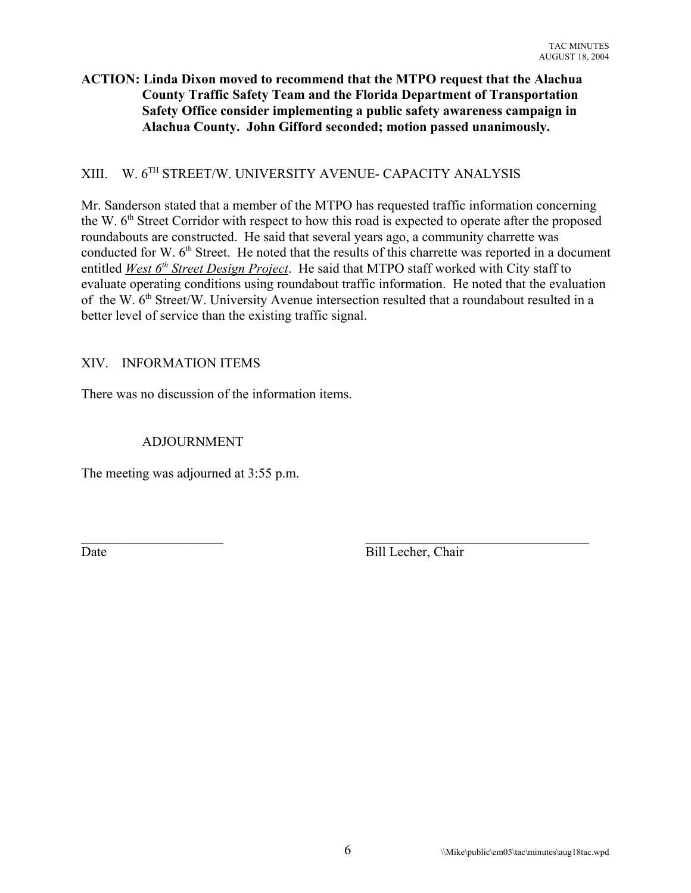**ACTION: Linda Dixon moved to recommend that the MTPO request that the Alachua County Traffic Safety Team and the Florida Department of Transportation Safety Office consider implementing a public safety awareness campaign in Alachua County. John Gifford seconded; motion passed unanimously.**

## XIII. W. 6TH STREET/W. UNIVERSITY AVENUE- CAPACITY ANALYSIS

Mr. Sanderson stated that a member of the MTPO has requested traffic information concerning the W. 6th Street Corridor with respect to how this road is expected to operate after the proposed roundabouts are constructed. He said that several years ago, a community charrette was conducted for W. 6th Street. He noted that the results of this charrette was reported in a document entitled *West 6th Street Design Project*. He said that MTPO staff worked with City staff to evaluate operating conditions using roundabout traffic information. He noted that the evaluation of the W. 6th Street/W. University Avenue intersection resulted that a roundabout resulted in a better level of service than the existing traffic signal.

## XIV. INFORMATION ITEMS

There was no discussion of the information items.

## ADJOURNMENT

The meeting was adjourned at 3:55 p.m.

______________________ ____________________________________

Date Bill Lecher, Chair

\\Mike\public\em05\tac\minutes\aug18tac.wpd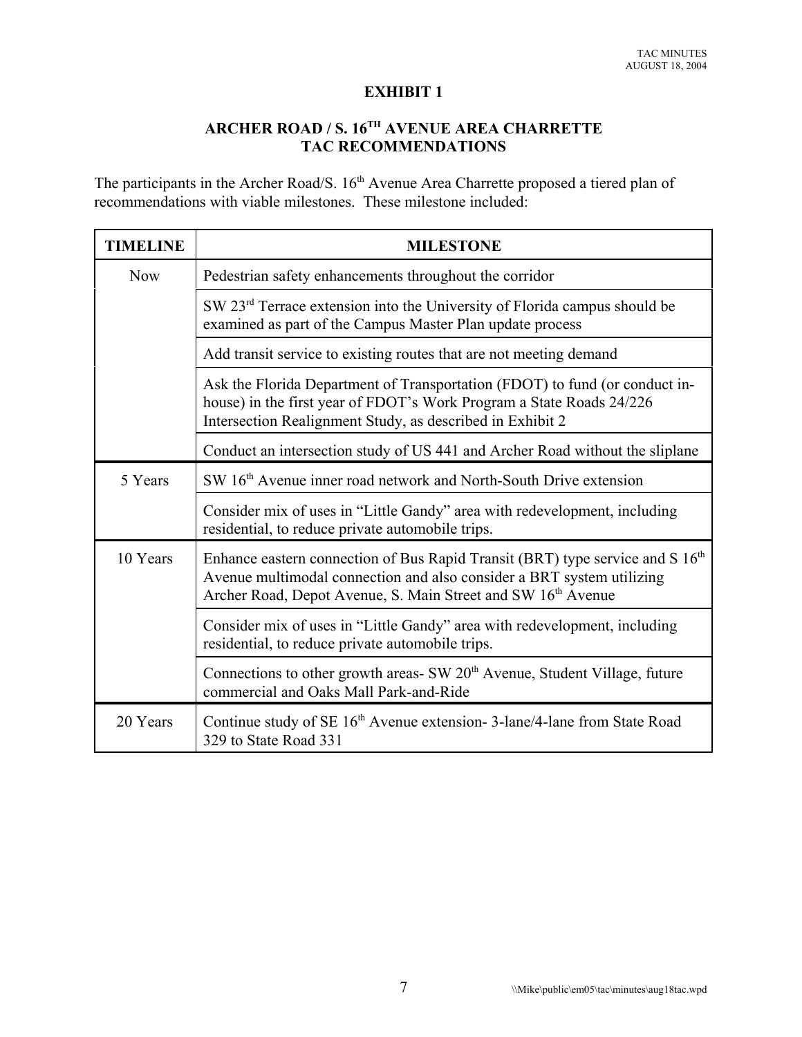# EXHIBIT 1

## ARCHER ROAD / S. 16TH AVENUE AREA CHARRETTE TAC RECOMMENDATIONS

The participants in the Archer Road/S. 16th Avenue Area Charrette proposed a tiered plan of recommendations with viable milestones. These milestone included:

| TIMELINE | MILESTONE |
|---|---|
| Now | Pedestrian safety enhancements throughout the corridor |
| | SW 23rd Terrace extension into the University of Florida campus should be examined as part of the Campus Master Plan update process |
| | Add transit service to existing routes that are not meeting demand |
| | Ask the Florida Department of Transportation (FDOT) to fund (or conduct in-house) in the first year of FDOT's Work Program a State Roads 24/226 Intersection Realignment Study, as described in Exhibit 2 |
| | Conduct an intersection study of US 441 and Archer Road without the sliplane |
| 5 Years | SW 16th Avenue inner road network and North-South Drive extension |
| | Consider mix of uses in "Little Gandy" area with redevelopment, including residential, to reduce private automobile trips. |
| 10 Years | Enhance eastern connection of Bus Rapid Transit (BRT) type service and S 16th Avenue multimodal connection and also consider a BRT system utilizing Archer Road, Depot Avenue, S. Main Street and SW 16th Avenue |
| | Consider mix of uses in "Little Gandy" area with redevelopment, including residential, to reduce private automobile trips. |
| | Connections to other growth areas- SW 20th Avenue, Student Village, future commercial and Oaks Mall Park-and-Ride |
| 20 Years | Continue study of SE 16th Avenue extension- 3-lane/4-lane from State Road 329 to State Road 331 |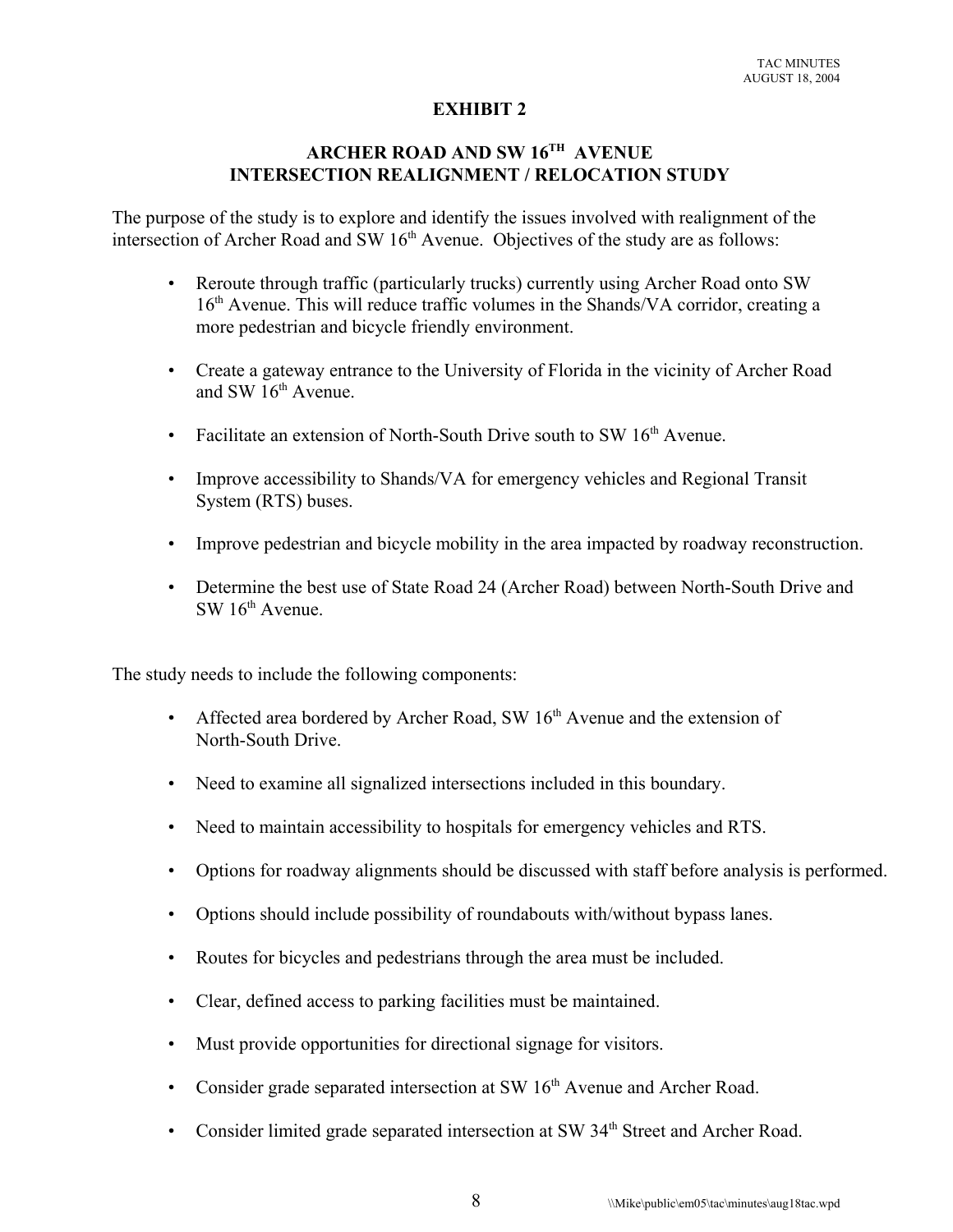## EXHIBIT 2

## ARCHER ROAD AND SW 16TH AVENUE INTERSECTION REALIGNMENT / RELOCATION STUDY

The purpose of the study is to explore and identify the issues involved with realignment of the intersection of Archer Road and SW 16th Avenue. Objectives of the study are as follows:

- Reroute through traffic (particularly trucks) currently using Archer Road onto SW 16th Avenue. This will reduce traffic volumes in the Shands/VA corridor, creating a more pedestrian and bicycle friendly environment.
- Create a gateway entrance to the University of Florida in the vicinity of Archer Road and SW 16th Avenue.
- Facilitate an extension of North-South Drive south to SW 16th Avenue.
- Improve accessibility to Shands/VA for emergency vehicles and Regional Transit System (RTS) buses.
- Improve pedestrian and bicycle mobility in the area impacted by roadway reconstruction.
- Determine the best use of State Road 24 (Archer Road) between North-South Drive and SW 16th Avenue.

The study needs to include the following components:

- Affected area bordered by Archer Road, SW 16th Avenue and the extension of North-South Drive.
- Need to examine all signalized intersections included in this boundary.
- Need to maintain accessibility to hospitals for emergency vehicles and RTS.
- Options for roadway alignments should be discussed with staff before analysis is performed.
- Options should include possibility of roundabouts with/without bypass lanes.
- Routes for bicycles and pedestrians through the area must be included.
- Clear, defined access to parking facilities must be maintained.
- Must provide opportunities for directional signage for visitors.
- Consider grade separated intersection at SW 16th Avenue and Archer Road.
- Consider limited grade separated intersection at SW 34th Street and Archer Road.